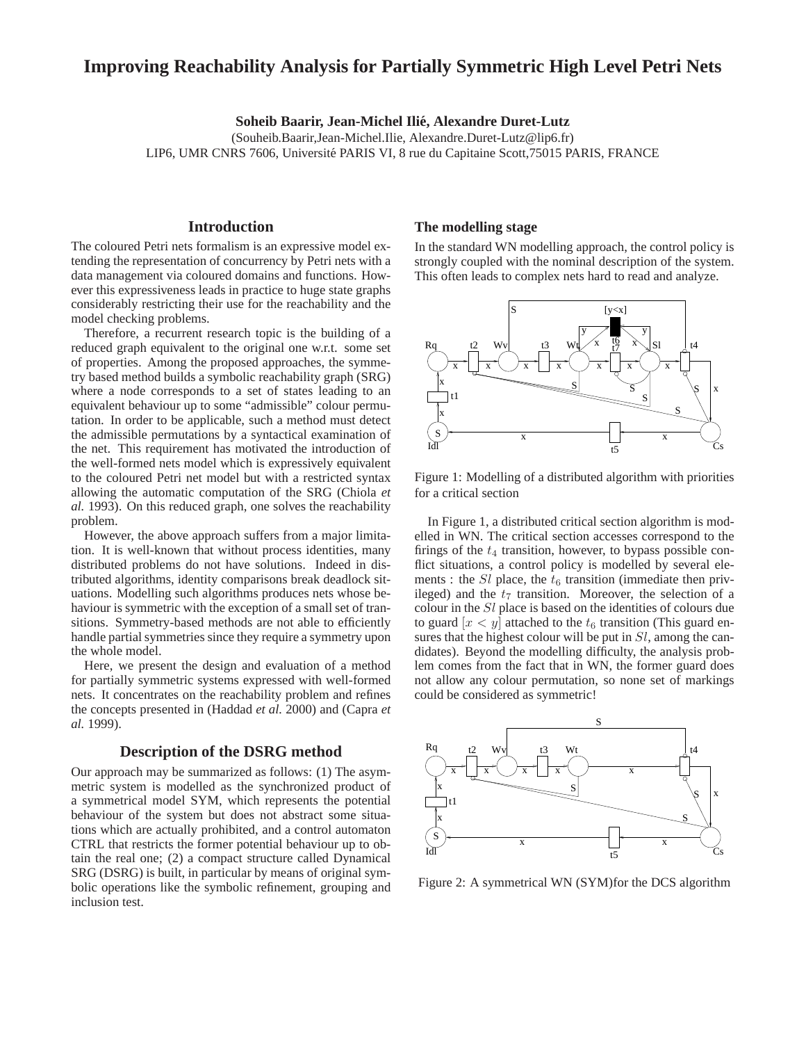# Improving Reachability Analysis for Partially Symmetric High Level Petri Nets

**Soheib Baarir, Jean-Michel Ilié, Alexandre Duret-Lutz**

(Souheib.Baarir,Jean-Michel.Ilie, Alexandre.Duret-Lutz@lip6.fr)
LIP6, UMR CNRS 7606, Université PARIS VI, 8 rue du Capitaine Scott,75015 PARIS, FRANCE

## Introduction

The coloured Petri nets formalism is an expressive model extending the representation of concurrency by Petri nets with a data management via coloured domains and functions. However this expressiveness leads in practice to huge state graphs considerably restricting their use for the reachability and the model checking problems.

Therefore, a recurrent research topic is the building of a reduced graph equivalent to the original one w.r.t. some set of properties. Among the proposed approaches, the symmetry based method builds a symbolic reachability graph (SRG) where a node corresponds to a set of states leading to an equivalent behaviour up to some "admissible" colour permutation. In order to be applicable, such a method must detect the admissible permutations by a syntactical examination of the net. This requirement has motivated the introduction of the well-formed nets model which is expressively equivalent to the coloured Petri net model but with a restricted syntax allowing the automatic computation of the SRG (Chiola *et al.* 1993). On this reduced graph, one solves the reachability problem.

However, the above approach suffers from a major limitation. It is well-known that without process identities, many distributed problems do not have solutions. Indeed in distributed algorithms, identity comparisons break deadlock situations. Modelling such algorithms produces nets whose behaviour is symmetric with the exception of a small set of transitions. Symmetry-based methods are not able to efficiently handle partial symmetries since they require a symmetry upon the whole model.

Here, we present the design and evaluation of a method for partially symmetric systems expressed with well-formed nets. It concentrates on the reachability problem and refines the concepts presented in (Haddad *et al.* 2000) and (Capra *et al.* 1999).

## Description of the DSRG method

Our approach may be summarized as follows: (1) The asymmetric system is modelled as the synchronized product of a symmetrical model SYM, which represents the potential behaviour of the system but does not abstract some situations which are actually prohibited, and a control automaton CTRL that restricts the former potential behaviour up to obtain the real one; (2) a compact structure called Dynamical SRG (DSRG) is built, in particular by means of original symbolic operations like the symbolic refinement, grouping and inclusion test.

### The modelling stage

In the standard WN modelling approach, the control policy is strongly coupled with the nominal description of the system. This often leads to complex nets hard to read and analyze.

Figure 1: Modelling of a distributed algorithm with priorities for a critical section

In Figure 1, a distributed critical section algorithm is modelled in WN. The critical section accesses correspond to the firings of the $t_4$ transition, however, to bypass possible conflict situations, a control policy is modelled by several elements : the $Sl$ place, the $t_6$ transition (immediate then privileged) and the $t_7$ transition. Moreover, the selection of a colour in the $Sl$ place is based on the identities of colours due to guard $[x < y]$ attached to the $t_6$ transition (This guard ensures that the highest colour will be put in $Sl$, among the candidates). Beyond the modelling difficulty, the analysis problem comes from the fact that in WN, the former guard does not allow any colour permutation, so none set of markings could be considered as symmetric!

Figure 2: A symmetrical WN (SYM)for the DCS algorithm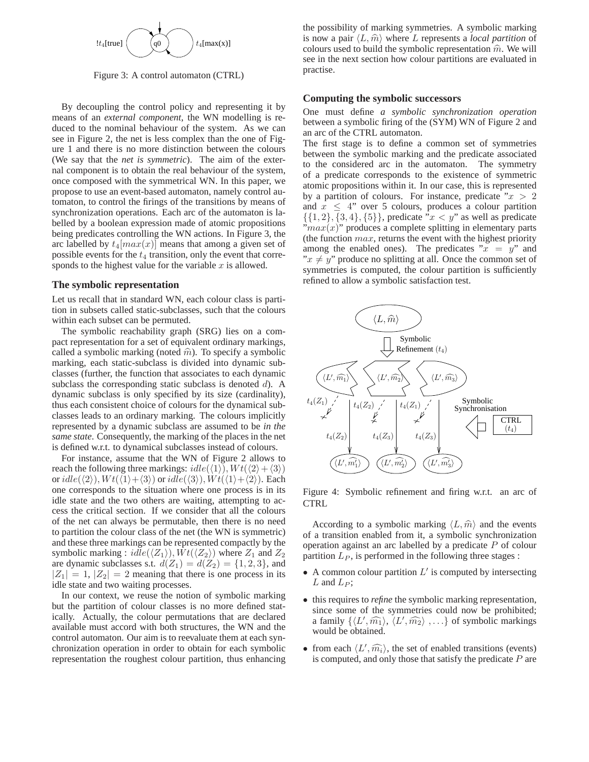Figure 3: A control automaton (CTRL)

By decoupling the control policy and representing it by means of an *external component*, the WN modelling is reduced to the nominal behaviour of the system. As we can see in Figure 2, the net is less complex than the one of Figure 1 and there is no more distinction between the colours (We say that the *net is symmetric*). The aim of the external component is to obtain the real behaviour of the system, once composed with the symmetrical WN. In this paper, we propose to use an event-based automaton, namely control automaton, to control the firings of the transitions by means of synchronization operations. Each arc of the automaton is labelled by a boolean expression made of atomic propositions being predicates controlling the WN actions. In Figure 3, the arc labelled by $t_4[max(x)]$ means that among a given set of possible events for the $t_4$ transition, only the event that corresponds to the highest value for the variable $x$ is allowed.

### The symbolic representation

Let us recall that in standard WN, each colour class is partition in subsets called static-subclasses, such that the colours within each subset can be permuted.

The symbolic reachability graph (SRG) lies on a compact representation for a set of equivalent ordinary markings, called a symbolic marking (noted $\widehat{m}$). To specify a symbolic marking, each static-subclass is divided into dynamic subclasses (further, the function that associates to each dynamic subclass the corresponding static subclass is denoted $d$). A dynamic subclass is only specified by its size (cardinality), thus each consistent choice of colours for the dynamical subclasses leads to an ordinary marking. The colours implicitly represented by a dynamic subclass are assumed to be *in the same state*. Consequently, the marking of the places in the net is defined w.r.t. to dynamical subclasses instead of colours.

For instance, assume that the WN of Figure 2 allows to reach the following three markings: $idle(\langle 1\rangle), Wt(\langle 2\rangle+\langle 3\rangle)$ or $idle(\langle 2\rangle), Wt(\langle 1\rangle+\langle 3\rangle)$ or $idle(\langle 3\rangle), Wt(\langle 1\rangle+\langle 2\rangle)$. Each one corresponds to the situation where one process is in its idle state and the two others are waiting, attempting to access the critical section. If we consider that all the colours of the net can always be permutable, then there is no need to partition the colour class of the net (the WN is symmetric) and these three markings can be represented compactly by the symbolic marking : $idle(\langle Z_1\rangle), Wt(\langle Z_2\rangle)$ where $Z_1$ and $Z_2$ are dynamic subclasses s.t. $d(Z_1) = d(Z_2) = \{1, 2, 3\}$, and $|Z_1| = 1$, $|Z_2| = 2$ meaning that there is one process in its idle state and two waiting processes.

In our context, we reuse the notion of symbolic marking but the partition of colour classes is no more defined statically. Actually, the colour permutations that are declared available must accord with both structures, the WN and the control automaton. Our aim is to reevaluate them at each synchronization operation in order to obtain for each symbolic representation the roughest colour partition, thus enhancing the possibility of marking symmetries. A symbolic marking is now a pair $\langle L, \widehat{m}\rangle$ where $L$ represents a *local partition* of colours used to build the symbolic representation $\widehat{m}$. We will see in the next section how colour partitions are evaluated in practise.

### Computing the symbolic successors

One must define *a symbolic synchronization operation* between a symbolic firing of the (SYM) WN of Figure 2 and an arc of the CTRL automaton.

The first stage is to define a common set of symmetries between the symbolic marking and the predicate associated to the considered arc in the automaton. The symmetry of a predicate corresponds to the existence of symmetric atomic propositions within it. In our case, this is represented by a partition of colours. For instance, predicate "$x > 2$ and $x \leq 4$" over 5 colours, produces a colour partition $\{\{1, 2\}, \{3, 4\}, \{5\}\}$, predicate "$x < y$" as well as predicate "$max(x)$" produces a complete splitting in elementary parts (the function $max$, returns the event with the highest priority among the enabled ones). The predicates "$x = y$" and "$x \neq y$" produce no splitting at all. Once the common set of symmetries is computed, the colour partition is sufficiently refined to allow a symbolic satisfaction test.

Figure 4: Symbolic refinement and firing w.r.t. an arc of CTRL

According to a symbolic marking $\langle L, \widehat{m}\rangle$ and the events of a transition enabled from it, a symbolic synchronization operation against an arc labelled by a predicate $P$ of colour partition $L_P$, is performed in the following three stages :

- A common colour partition $L'$ is computed by intersecting $L$ and $L_P$;
- this requires to *refine* the symbolic marking representation, since some of the symmetries could now be prohibited; a family $\{\langle L', \widehat{m_1}\rangle, \langle L', \widehat{m_2}\rangle, \ldots\}$ of symbolic markings would be obtained.
- from each $\langle L', \widehat{m_i}\rangle$, the set of enabled transitions (events) is computed, and only those that satisfy the predicate $P$ are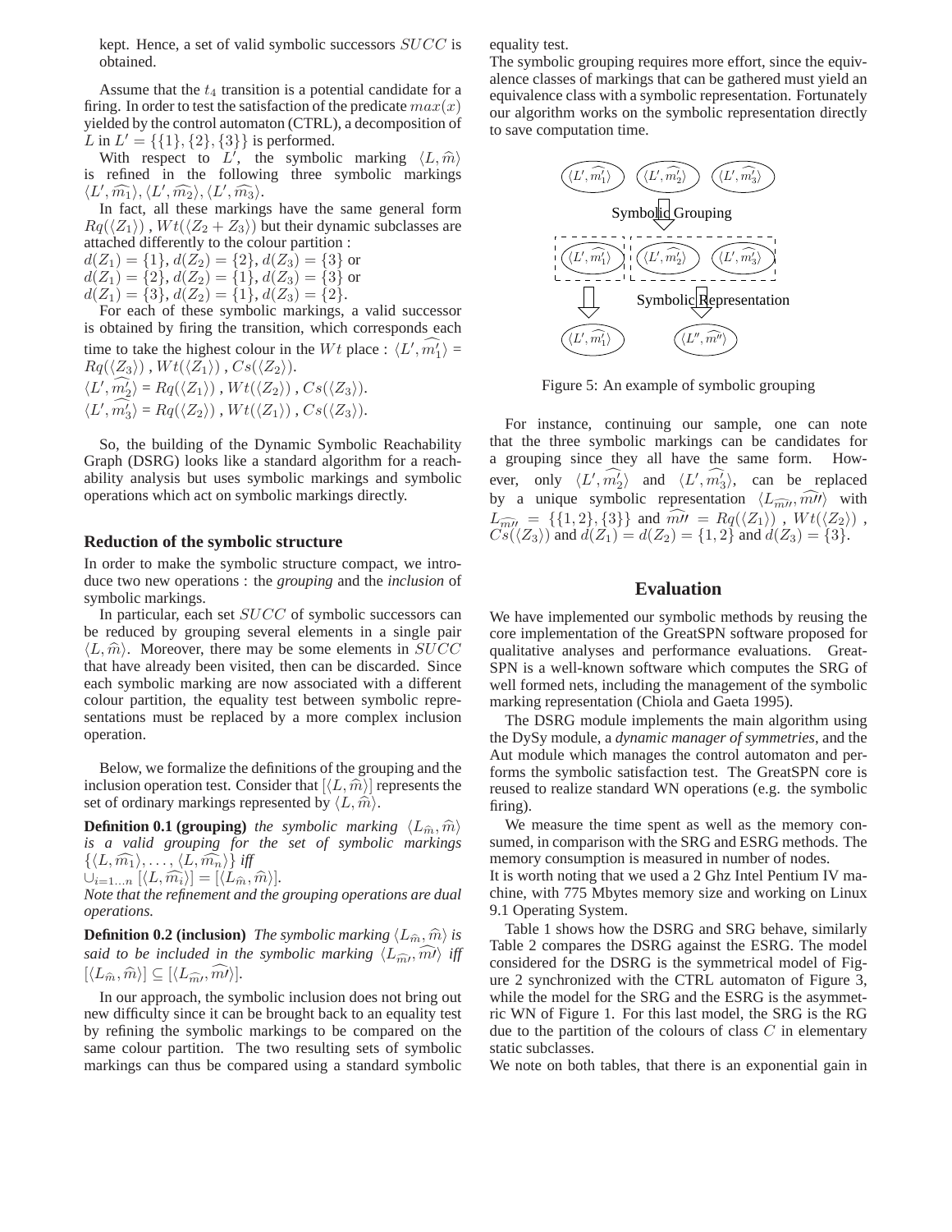kept. Hence, a set of valid symbolic successors $SUCC$ is obtained.

Assume that the $t_4$ transition is a potential candidate for a firing. In order to test the satisfaction of the predicate $max(x)$ yielded by the control automaton (CTRL), a decomposition of $L$ in $L' = \{\{1\}, \{2\}, \{3\}\}$ is performed.

With respect to $L'$, the symbolic marking $\langle L, \widehat{m} \rangle$ is refined in the following three symbolic markings $\langle L', \widehat{m_1} \rangle, \langle L', \widehat{m_2} \rangle, \langle L', \widehat{m_3} \rangle$.

In fact, all these markings have the same general form $Rq(\langle Z_1 \rangle)$ , $Wt(\langle Z_2 + Z_3 \rangle)$ but their dynamic subclasses are attached differently to the colour partition :
$d(Z_1) = \{1\}$, $d(Z_2) = \{2\}$, $d(Z_3) = \{3\}$ or
$d(Z_1) = \{2\}$, $d(Z_2) = \{1\}$, $d(Z_3) = \{3\}$ or
$d(Z_1) = \{3\}$, $d(Z_2) = \{1\}$, $d(Z_3) = \{2\}$.

For each of these symbolic markings, a valid successor is obtained by firing the transition, which corresponds each time to take the highest colour in the $Wt$ place : $\langle L', \widehat{m'_1} \rangle$ = $Rq(\langle Z_3 \rangle)$ , $Wt(\langle Z_1 \rangle)$ , $Cs(\langle Z_2 \rangle)$.
$\langle L', \widehat{m'_2} \rangle$ = $Rq(\langle Z_1 \rangle)$ , $Wt(\langle Z_2 \rangle)$ , $Cs(\langle Z_3 \rangle)$.
$\langle L', \widehat{m'_3} \rangle$ = $Rq(\langle Z_2 \rangle)$ , $Wt(\langle Z_1 \rangle)$ , $Cs(\langle Z_3 \rangle)$.

So, the building of the Dynamic Symbolic Reachability Graph (DSRG) looks like a standard algorithm for a reachability analysis but uses symbolic markings and symbolic operations which act on symbolic markings directly.

## Reduction of the symbolic structure

In order to make the symbolic structure compact, we introduce two new operations : the *grouping* and the *inclusion* of symbolic markings.

In particular, each set $SUCC$ of symbolic successors can be reduced by grouping several elements in a single pair $\langle L, \widehat{m} \rangle$. Moreover, there may be some elements in $SUCC$ that have already been visited, then can be discarded. Since each symbolic marking are now associated with a different colour partition, the equality test between symbolic representations must be replaced by a more complex inclusion operation.

Below, we formalize the definitions of the grouping and the inclusion operation test. Consider that $[\langle L, \widehat{m} \rangle]$ represents the set of ordinary markings represented by $\langle L, \widehat{m} \rangle$.

**Definition 0.1 (grouping)** *the symbolic marking $\langle L_{\widehat{m}}, \widehat{m} \rangle$ is a valid grouping for the set of symbolic markings $\{\langle L, \widehat{m_1} \rangle, \ldots, \langle L, \widehat{m_n} \rangle\}$ iff*
$\cup_{i=1 \ldots n} [\langle L, \widehat{m_i} \rangle] = [\langle L_{\widehat{m}}, \widehat{m} \rangle]$.
*Note that the refinement and the grouping operations are dual operations.*

**Definition 0.2 (inclusion)** *The symbolic marking $\langle L_{\widehat{m}}, \widehat{m} \rangle$ is said to be included in the symbolic marking $\langle L_{\widehat{m\prime}}, \widehat{m\prime} \rangle$ iff* $[\langle L_{\widehat{m}}, \widehat{m} \rangle] \subseteq [\langle L_{\widehat{m\prime}}, \widehat{m\prime} \rangle]$.

In our approach, the symbolic inclusion does not bring out new difficulty since it can be brought back to an equality test by refining the symbolic markings to be compared on the same colour partition. The two resulting sets of symbolic markings can thus be compared using a standard symbolic equality test.

The symbolic grouping requires more effort, since the equivalence classes of markings that can be gathered must yield an equivalence class with a symbolic representation. Fortunately our algorithm works on the symbolic representation directly to save computation time.

Figure 5: An example of symbolic grouping

For instance, continuing our sample, one can note that the three symbolic markings can be candidates for a grouping since they all have the same form. However, only $\langle L', \widehat{m'_2} \rangle$ and $\langle L', \widehat{m'_3} \rangle$, can be replaced by a unique symbolic representation $\langle L_{\widehat{m\prime\prime}}, \widehat{m\prime\prime} \rangle$ with $L_{\widehat{m\prime\prime}} = \{\{1, 2\}, \{3\}\}$ and $\widehat{m\prime\prime} = Rq(\langle Z_1 \rangle)$ , $Wt(\langle Z_2 \rangle)$ , $Cs(\langle Z_3 \rangle)$ and $d(Z_1) = d(Z_2) = \{1, 2\}$ and $d(Z_3) = \{3\}$.

## Evaluation

We have implemented our symbolic methods by reusing the core implementation of the GreatSPN software proposed for qualitative analyses and performance evaluations. GreatSPN is a well-known software which computes the SRG of well formed nets, including the management of the symbolic marking representation (Chiola and Gaeta 1995).

The DSRG module implements the main algorithm using the DySy module, a *dynamic manager of symmetries*, and the Aut module which manages the control automaton and performs the symbolic satisfaction test. The GreatSPN core is reused to realize standard WN operations (e.g. the symbolic firing).

We measure the time spent as well as the memory consumed, in comparison with the SRG and ESRG methods. The memory consumption is measured in number of nodes.
It is worth noting that we used a 2 Ghz Intel Pentium IV machine, with 775 Mbytes memory size and working on Linux 9.1 Operating System.

Table 1 shows how the DSRG and SRG behave, similarly Table 2 compares the DSRG against the ESRG. The model considered for the DSRG is the symmetrical model of Figure 2 synchronized with the CTRL automaton of Figure 3, while the model for the SRG and the ESRG is the asymmetric WN of Figure 1. For this last model, the SRG is the RG due to the partition of the colours of class $C$ in elementary static subclasses.
We note on both tables, that there is an exponential gain in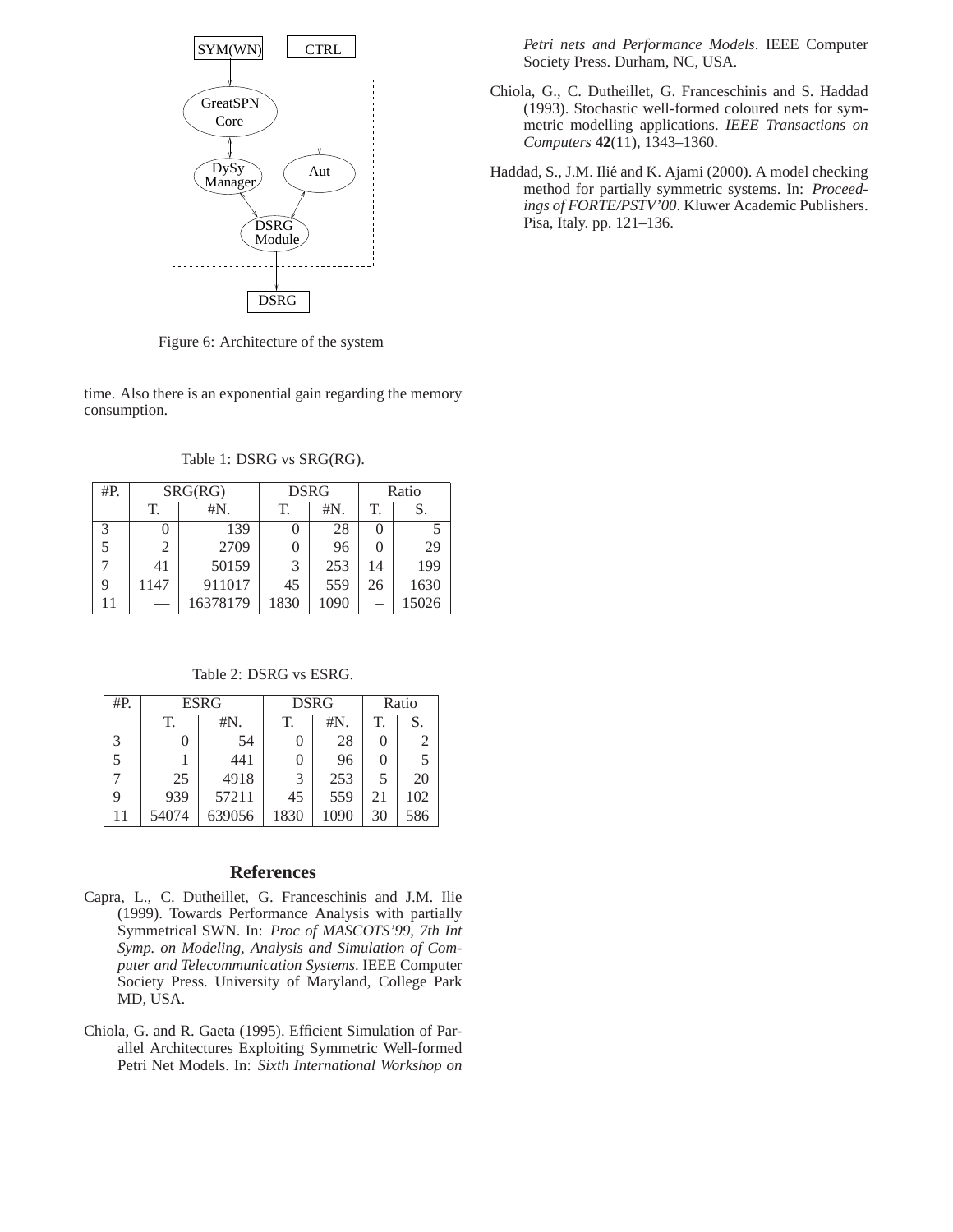SYM(WN)

CTRL

GreatSPN Core

DySy Manager

Aut

DSRG Module

DSRG

Figure 6: Architecture of the system

time. Also there is an exponential gain regarding the memory consumption.

Table 1: DSRG vs SRG(RG).

| #P. | SRG(RG) | | DSRG | | Ratio | |
|---|---|---|---|---|---|---|
| | T. | #N. | T. | #N. | T. | S. |
| 3 | 0 | 139 | 0 | 28 | 0 | 5 |
| 5 | 2 | 2709 | 0 | 96 | 0 | 29 |
| 7 | 41 | 50159 | 3 | 253 | 14 | 199 |
| 9 | 1147 | 911017 | 45 | 559 | 26 | 1630 |
| 11 | — | 16378179 | 1830 | 1090 | – | 15026 |

Table 2: DSRG vs ESRG.

| #P. | ESRG | | DSRG | | Ratio | |
|---|---|---|---|---|---|---|
| | T. | #N. | T. | #N. | T. | S. |
| 3 | 0 | 54 | 0 | 28 | 0 | 2 |
| 5 | 1 | 441 | 0 | 96 | 0 | 5 |
| 7 | 25 | 4918 | 3 | 253 | 5 | 20 |
| 9 | 939 | 57211 | 45 | 559 | 21 | 102 |
| 11 | 54074 | 639056 | 1830 | 1090 | 30 | 586 |

## References

Capra, L., C. Dutheillet, G. Franceschinis and J.M. Ilie (1999). Towards Performance Analysis with partially Symmetrical SWN. In: *Proc of MASCOTS'99, 7th Int Symp. on Modeling, Analysis and Simulation of Computer and Telecommunication Systems*. IEEE Computer Society Press. University of Maryland, College Park MD, USA.

Chiola, G. and R. Gaeta (1995). Efficient Simulation of Parallel Architectures Exploiting Symmetric Well-formed Petri Net Models. In: *Sixth International Workshop on Petri nets and Performance Models*. IEEE Computer Society Press. Durham, NC, USA.

Chiola, G., C. Dutheillet, G. Franceschinis and S. Haddad (1993). Stochastic well-formed coloured nets for symmetric modelling applications. *IEEE Transactions on Computers* **42**(11), 1343–1360.

Haddad, S., J.M. Ilié and K. Ajami (2000). A model checking method for partially symmetric systems. In: *Proceedings of FORTE/PSTV'00*. Kluwer Academic Publishers. Pisa, Italy. pp. 121–136.